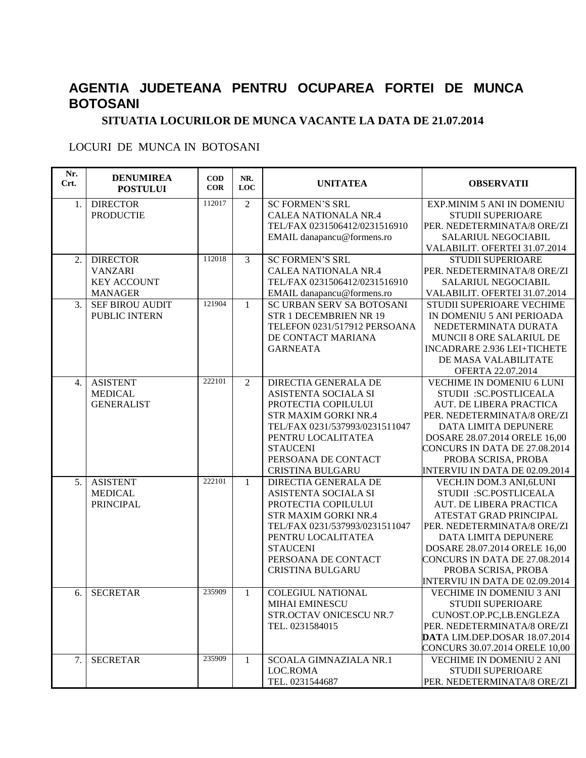# AGENTIA JUDETEANA PENTRU OCUPAREA FORTEI DE MUNCA BOTOSANI

## SITUATIA LOCURILOR DE MUNCA VACANTE LA DATA DE 21.07.2014

LOCURI DE MUNCA IN BOTOSANI

| Nr. Crt. | DENUMIREA POSTULUI | COD COR | NR. LOC | UNITATEA | OBSERVATII |
|---|---|---|---|---|---|
| 1. | DIRECTOR PRODUCTIE | 112017 | 2 | SC FORMEN'S SRL CALEA NATIONALA NR.4 TEL/FAX 0231506412/0231516910 EMAIL danapancu@formens.ro | EXP.MINIM 5 ANI IN DOMENIU STUDII SUPERIOARE PER. NEDETERMINATA/8 ORE/ZI SALARIUL NEGOCIABIL VALABILIT. OFERTEI 31.07.2014 |
| 2. | DIRECTOR VANZARI KEY ACCOUNT MANAGER | 112018 | 3 | SC FORMEN'S SRL CALEA NATIONALA NR.4 TEL/FAX 0231506412/0231516910 EMAIL danapancu@formens.ro | STUDII SUPERIOARE PER. NEDETERMINATA/8 ORE/ZI SALARIUL NEGOCIABIL VALABILIT. OFERTEI 31.07.2014 |
| 3. | SEF BIROU AUDIT PUBLIC INTERN | 121904 | 1 | SC URBAN SERV SA BOTOSANI STR 1 DECEMBRIEN NR 19 TELEFON 0231/517912 PERSOANA DE CONTACT MARIANA GARNEATA | STUDII SUPERIOARE VECHIME IN DOMENIU 5 ANI PERIOADA NEDETERMINATA DURATA MUNCII 8 ORE SALARIUL DE INCADRARE 2.936 LEI+TICHETE DE MASA VALABILITATE OFERTA 22.07.2014 |
| 4. | ASISTENT MEDICAL GENERALIST | 222101 | 2 | DIRECTIA GENERALA DE ASISTENTA SOCIALA SI PROTECTIA COPILULUI STR MAXIM GORKI NR.4 TEL/FAX 0231/537993/0231511047 PENTRU LOCALITATEA STAUCENI PERSOANA DE CONTACT CRISTINA BULGARU | VECHIME IN DOMENIU 6 LUNI STUDII :SC.POSTLICEALA AUT. DE LIBERA PRACTICA PER. NEDETERMINATA/8 ORE/ZI DATA LIMITA DEPUNERE DOSARE 28.07.2014 ORELE 16,00 CONCURS IN DATA DE 27.08.2014 PROBA SCRISA, PROBA INTERVIU IN DATA DE 02.09.2014 |
| 5. | ASISTENT MEDICAL PRINCIPAL | 222101 | 1 | DIRECTIA GENERALA DE ASISTENTA SOCIALA SI PROTECTIA COPILULUI STR MAXIM GORKI NR.4 TEL/FAX 0231/537993/0231511047 PENTRU LOCALITATEA STAUCENI PERSOANA DE CONTACT CRISTINA BULGARU | VECH.IN DOM.3 ANI,6LUNI STUDII :SC.POSTLICEALA AUT. DE LIBERA PRACTICA ATESTAT GRAD PRINCIPAL PER. NEDETERMINATA/8 ORE/ZI DATA LIMITA DEPUNERE DOSARE 28.07.2014 ORELE 16,00 CONCURS IN DATA DE 27.08.2014 PROBA SCRISA, PROBA INTERVIU IN DATA DE 02.09.2014 |
| 6. | SECRETAR | 235909 | 1 | COLEGIUL NATIONAL MIHAI EMINESCU STR.OCTAV ONICESCU NR.7 TEL. 0231584015 | VECHIME IN DOMENIU 3 ANI STUDII SUPERIOARE CUNOST.OP.PC,LB.ENGLEZA PER. NEDETERMINATA/8 ORE/ZI **DAT**A LIM.DEP.DOSAR 18.07.2014 CONCURS 30.07.2014 ORELE 10,00 |
| 7. | SECRETAR | 235909 | 1 | SCOALA GIMNAZIALA NR.1 LOC.ROMA TEL. 0231544687 | VECHIME IN DOMENIU 2 ANI STUDII SUPERIOARE PER. NEDETERMINATA/8 ORE/ZI |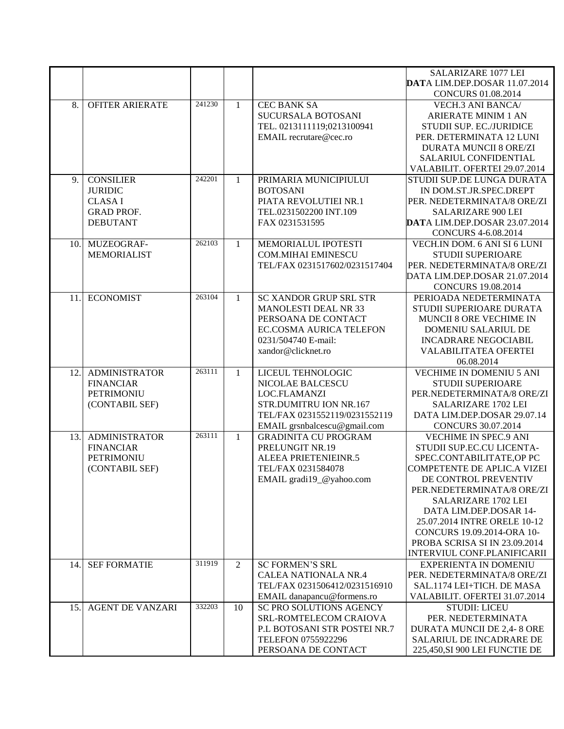| | | | | | |
|---|---|---|---|---|---|
| | | | | | SALARIZARE 1077 LEI<br>**DAT**A LIM.DEP.DOSAR 11.07.2014<br>CONCURS 01.08.2014 |
| 8. | OFITER ARIERATE | 241230 | 1 | CEC BANK SA<br>SUCURSALA BOTOSANI<br>TEL. 0213111119;0213100941<br>EMAIL recrutare@cec.ro | VECH.3 ANI BANCA/<br>ARIERATE MINIM 1 AN<br>STUDII SUP. EC./JURIDICE<br>PER. DETERMINATA 12 LUNI<br>DURATA MUNCII 8 ORE/ZI<br>SALARIUL CONFIDENTIAL<br>VALABILIT. OFERTEI 29.07.2014 |
| 9. | CONSILIER<br>JURIDIC<br>CLASA I<br>GRAD PROF.<br>DEBUTANT | 242201 | 1 | PRIMARIA MUNICIPIULUI<br>BOTOSANI<br>PIATA REVOLUTIEI NR.1<br>TEL.0231502200 INT.109<br>FAX 0231531595 | STUDII SUP.DE LUNGA DURATA<br>IN DOM.ST.JR.SPEC.DREPT<br>PER. NEDETERMINATA/8 ORE/ZI<br>SALARIZARE 900 LEI<br>**DAT**A LIM.DEP.DOSAR 23.07.2014<br>CONCURS 4-6.08.2014 |
| 10. | MUZEOGRAF-<br>MEMORIALIST | 262103 | 1 | MEMORIALUL IPOTESTI<br>COM.MIHAI EMINESCU<br>TEL/FAX 0231517602/0231517404 | VECH.IN DOM. 6 ANI SI 6 LUNI<br>STUDII SUPERIOARE<br>PER. NEDETERMINATA/8 ORE/ZI<br>DATA LIM.DEP.DOSAR 21.07.2014<br>CONCURS 19.08.2014 |
| 11. | ECONOMIST | 263104 | 1 | SC XANDOR GRUP SRL STR<br>MANOLESTI DEAL NR 33<br>PERSOANA DE CONTACT<br>EC.COSMA AURICA TELEFON<br>0231/504740 E-mail:<br>xandor@clicknet.ro | PERIOADA NEDETERMINATA<br>STUDII SUPERIOARE DURATA<br>MUNCII 8 ORE VECHIME IN<br>DOMENIU SALARIUL DE<br>INCADRARE NEGOCIABIL<br>VALABILITATEA OFERTEI<br>06.08.2014 |
| 12. | ADMINISTRATOR<br>FINANCIAR<br>PETRIMONIU<br>(CONTABIL SEF) | 263111 | 1 | LICEUL TEHNOLOGIC<br>NICOLAE BALCESCU<br>LOC.FLAMANZI<br>STR.DUMITRU ION NR.167<br>TEL/FAX 0231552119/0231552119<br>EMAIL grsnbalcescu@gmail.com | VECHIME IN DOMENIU 5 ANI<br>STUDII SUPERIOARE<br>PER.NEDETERMINATA/8 ORE/ZI<br>SALARIZARE 1702 LEI<br>DATA LIM.DEP.DOSAR 29.07.14<br>CONCURS 30.07.2014 |
| 13. | ADMINISTRATOR<br>FINANCIAR<br>PETRIMONIU<br>(CONTABIL SEF) | 263111 | 1 | GRADINITA CU PROGRAM<br>PRELUNGIT NR.19<br>ALEEA PRIETENIEINR.5<br>TEL/FAX 0231584078<br>EMAIL gradi19_@yahoo.com | VECHIME IN SPEC.9 ANI<br>STUDII SUP.EC.CU LICENTA-<br>SPEC.CONTABILITATE,OP PC<br>COMPETENTE DE APLIC.A VIZEI<br>DE CONTROL PREVENTIV<br>PER.NEDETERMINATA/8 ORE/ZI<br>SALARIZARE 1702 LEI<br>DATA LIM.DEP.DOSAR 14-<br>25.07.2014 INTRE ORELE 10-12<br>CONCURS 19.09.2014-ORA 10-<br>PROBA SCRISA SI IN 23.09.2014<br>INTERVIUL CONF.PLANIFICARII |
| 14. | SEF FORMATIE | 311919 | 2 | SC FORMEN'S SRL<br>CALEA NATIONALA NR.4<br>TEL/FAX 0231506412/0231516910<br>EMAIL danapancu@formens.ro | EXPERIENTA IN DOMENIU<br>PER. NEDETERMINATA/8 ORE/ZI<br>SAL.1174 LEI+TICH. DE MASA<br>VALABILIT. OFERTEI 31.07.2014 |
| 15. | AGENT DE VANZARI | 332203 | 10 | SC PRO SOLUTIONS AGENCY<br>SRL-ROMTELECOM CRAIOVA<br>P.L BOTOSANI STR POSTEI NR.7<br>TELEFON 0755922296<br>PERSOANA DE CONTACT | STUDII: LICEU<br>PER. NEDETERMINATA<br>DURATA MUNCII DE 2,4- 8 ORE<br>SALARIUL DE INCADRARE DE<br>225,450,SI 900 LEI FUNCTIE DE |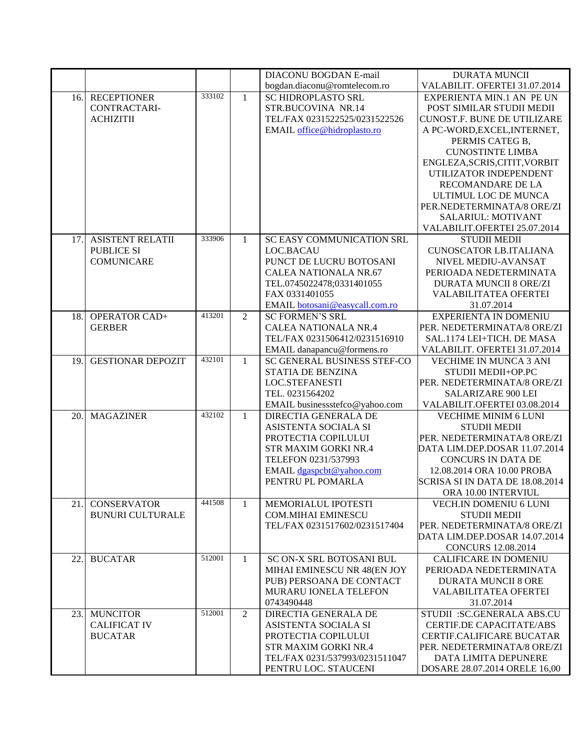| | | | | | |
|---|---|---|---|---|---|
| | | | | DIACONU BOGDAN E-mail bogdan.diaconu@romtelecom.ro | DURATA MUNCII VALABILIT. OFERTEI 31.07.2014 |
| 16. | RECEPTIONER CONTRACTARI-ACHIZITII | 333102 | 1 | SC HIDROPLASTO SRL STR.BUCOVINA NR.14 TEL/FAX 0231522525/0231522526 EMAIL office@hidroplasto.ro | EXPERIENTA MIN.1 AN PE UN POST SIMILAR STUDII MEDII CUNOST.F. BUNE DE UTILIZARE A PC-WORD,EXCEL,INTERNET, PERMIS CATEG B, CUNOSTINTE LIMBA ENGLEZA,SCRIS,CITIT,VORBIT UTILIZATOR INDEPENDENT RECOMANDARE DE LA ULTIMUL LOC DE MUNCA PER.NEDETERMINATA/8 ORE/ZI SALARIUL: MOTIVANT VALABILIT.OFERTEI 25.07.2014 |
| 17. | ASISTENT RELATII PUBLICE SI COMUNICARE | 333906 | 1 | SC EASY COMMUNICATION SRL LOC.BACAU PUNCT DE LUCRU BOTOSANI CALEA NATIONALA NR.67 TEL.0745022478;0331401055 FAX 0331401055 EMAIL botosani@easycall.com.ro | STUDII MEDII CUNOSCATOR LB.ITALIANA NIVEL MEDIU-AVANSAT PERIOADA NEDETERMINATA DURATA MUNCII 8 ORE/ZI VALABILITATEA OFERTEI 31.07.2014 |
| 18. | OPERATOR CAD+ GERBER | 413201 | 2 | SC FORMEN'S SRL CALEA NATIONALA NR.4 TEL/FAX 0231506412/0231516910 EMAIL danapancu@formens.ro | EXPERIENTA IN DOMENIU PER. NEDETERMINATA/8 ORE/ZI SAL.1174 LEI+TICH. DE MASA VALABILIT. OFERTEI 31.07.2014 |
| 19. | GESTIONAR DEPOZIT | 432101 | 1 | SC GENERAL BUSINESS STEF-CO STATIA DE BENZINA LOC.STEFANESTI TEL. 0231564202 EMAIL businessstefco@yahoo.com | VECHIME IN MUNCA 3 ANI STUDII MEDII+OP.PC PER. NEDETERMINATA/8 ORE/ZI SALARIZARE 900 LEI VALABILIT.OFERTEI 03.08.2014 |
| 20. | MAGAZINER | 432102 | 1 | DIRECTIA GENERALA DE ASISTENTA SOCIALA SI PROTECTIA COPILULUI STR MAXIM GORKI NR.4 TELEFON 0231/537993 EMAIL dgaspcbt@yahoo.com PENTRU PL POMARLA | VECHIME MINIM 6 LUNI STUDII MEDII PER. NEDETERMINATA/8 ORE/ZI DATA LIM.DEP.DOSAR 11.07.2014 CONCURS IN DATA DE 12.08.2014 ORA 10.00 PROBA SCRISA SI IN DATA DE 18.08.2014 ORA 10.00 INTERVIUL |
| 21. | CONSERVATOR BUNURI CULTURALE | 441508 | 1 | MEMORIALUL IPOTESTI COM.MIHAI EMINESCU TEL/FAX 0231517602/0231517404 | VECH.IN DOMENIU 6 LUNI STUDII MEDII PER. NEDETERMINATA/8 ORE/ZI DATA LIM.DEP.DOSAR 14.07.2014 CONCURS 12.08.2014 |
| 22. | BUCATAR | 512001 | 1 | SC ON-X SRL BOTOSANI BUL MIHAI EMINESCU NR 48(EN JOY PUB) PERSOANA DE CONTACT MURARU IONELA TELEFON 0743490448 | CALIFICARE IN DOMENIU PERIOADA NEDETERMINATA DURATA MUNCII 8 ORE VALABILITATEA OFERTEI 31.07.2014 |
| 23. | MUNCITOR CALIFICAT IV BUCATAR | 512001 | 2 | DIRECTIA GENERALA DE ASISTENTA SOCIALA SI PROTECTIA COPILULUI STR MAXIM GORKI NR.4 TEL/FAX 0231/537993/0231511047 PENTRU LOC. STAUCENI | STUDII :SC.GENERALA ABS.CU CERTIF.DE CAPACITATE/ABS CERTIF.CALIFICARE BUCATAR PER. NEDETERMINATA/8 ORE/ZI DATA LIMITA DEPUNERE DOSARE 28.07.2014 ORELE 16,00 |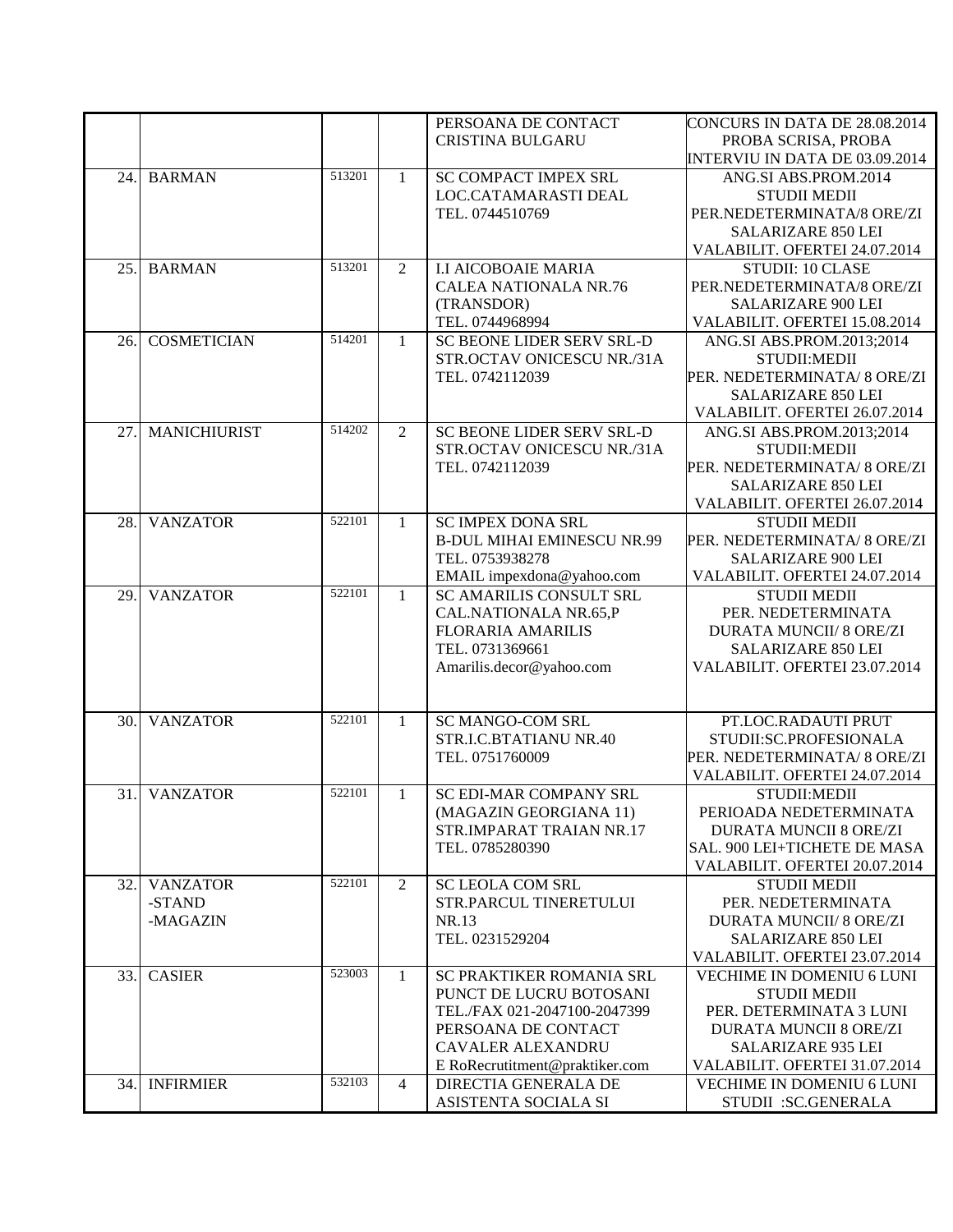| | | | | | |
|---|---|---|---|---|---|
| | | | | PERSOANA DE CONTACT<br>CRISTINA BULGARU | CONCURS IN DATA DE 28.08.2014<br>PROBA SCRISA, PROBA<br>INTERVIU IN DATA DE 03.09.2014 |
| 24. | BARMAN | 513201 | 1 | SC COMPACT IMPEX SRL<br>LOC.CATAMARASTI DEAL<br>TEL. 0744510769 | ANG.SI ABS.PROM.2014<br>STUDII MEDII<br>PER.NEDETERMINATA/8 ORE/ZI<br>SALARIZARE 850 LEI<br>VALABILIT. OFERTEI 24.07.2014 |
| 25. | BARMAN | 513201 | 2 | I.I AICOBOAIE MARIA<br>CALEA NATIONALA NR.76<br>(TRANSDOR)<br>TEL. 0744968994 | STUDII: 10 CLASE<br>PER.NEDETERMINATA/8 ORE/ZI<br>SALARIZARE 900 LEI<br>VALABILIT. OFERTEI 15.08.2014 |
| 26. | COSMETICIAN | 514201 | 1 | SC BEONE LIDER SERV SRL-D<br>STR.OCTAV ONICESCU NR./31A<br>TEL. 0742112039 | ANG.SI ABS.PROM.2013;2014<br>STUDII:MEDII<br>PER. NEDETERMINATA/ 8 ORE/ZI<br>SALARIZARE 850 LEI<br>VALABILIT. OFERTEI 26.07.2014 |
| 27. | MANICHIURIST | 514202 | 2 | SC BEONE LIDER SERV SRL-D<br>STR.OCTAV ONICESCU NR./31A<br>TEL. 0742112039 | ANG.SI ABS.PROM.2013;2014<br>STUDII:MEDII<br>PER. NEDETERMINATA/ 8 ORE/ZI<br>SALARIZARE 850 LEI<br>VALABILIT. OFERTEI 26.07.2014 |
| 28. | VANZATOR | 522101 | 1 | SC IMPEX DONA SRL<br>B-DUL MIHAI EMINESCU NR.99<br>TEL. 0753938278<br>EMAIL impexdona@yahoo.com | STUDII MEDII<br>PER. NEDETERMINATA/ 8 ORE/ZI<br>SALARIZARE 900 LEI<br>VALABILIT. OFERTEI 24.07.2014 |
| 29. | VANZATOR | 522101 | 1 | SC AMARILIS CONSULT SRL<br>CAL.NATIONALA NR.65,P<br>FLORARIA AMARILIS<br>TEL. 0731369661<br>Amarilis.decor@yahoo.com | STUDII MEDII<br>PER. NEDETERMINATA<br>DURATA MUNCII/ 8 ORE/ZI<br>SALARIZARE 850 LEI<br>VALABILIT. OFERTEI 23.07.2014 |
| 30. | VANZATOR | 522101 | 1 | SC MANGO-COM SRL<br>STR.I.C.BTATIANU NR.40<br>TEL. 0751760009 | PT.LOC.RADAUTI PRUT<br>STUDII:SC.PROFESIONALA<br>PER. NEDETERMINATA/ 8 ORE/ZI<br>VALABILIT. OFERTEI 24.07.2014 |
| 31. | VANZATOR | 522101 | 1 | SC EDI-MAR COMPANY SRL<br>(MAGAZIN GEORGIANA 11)<br>STR.IMPARAT TRAIAN NR.17<br>TEL. 0785280390 | STUDII:MEDII<br>PERIOADA NEDETERMINATA<br>DURATA MUNCII 8 ORE/ZI<br>SAL. 900 LEI+TICHETE DE MASA<br>VALABILIT. OFERTEI 20.07.2014 |
| 32. | VANZATOR<br>-STAND<br>-MAGAZIN | 522101 | 2 | SC LEOLA COM SRL<br>STR.PARCUL TINERETULUI<br>NR.13<br>TEL. 0231529204 | STUDII MEDII<br>PER. NEDETERMINATA<br>DURATA MUNCII/ 8 ORE/ZI<br>SALARIZARE 850 LEI<br>VALABILIT. OFERTEI 23.07.2014 |
| 33. | CASIER | 523003 | 1 | SC PRAKTIKER ROMANIA SRL<br>PUNCT DE LUCRU BOTOSANI<br>TEL./FAX 021-2047100-2047399<br>PERSOANA DE CONTACT<br>CAVALER ALEXANDRU<br>E RoRecrutitment@praktiker.com | VECHIME IN DOMENIU 6 LUNI<br>STUDII MEDII<br>PER. DETERMINATA 3 LUNI<br>DURATA MUNCII 8 ORE/ZI<br>SALARIZARE 935 LEI<br>VALABILIT. OFERTEI 31.07.2014 |
| 34. | INFIRMIER | 532103 | 4 | DIRECTIA GENERALA DE<br>ASISTENTA SOCIALA SI | VECHIME IN DOMENIU 6 LUNI<br>STUDII :SC.GENERALA |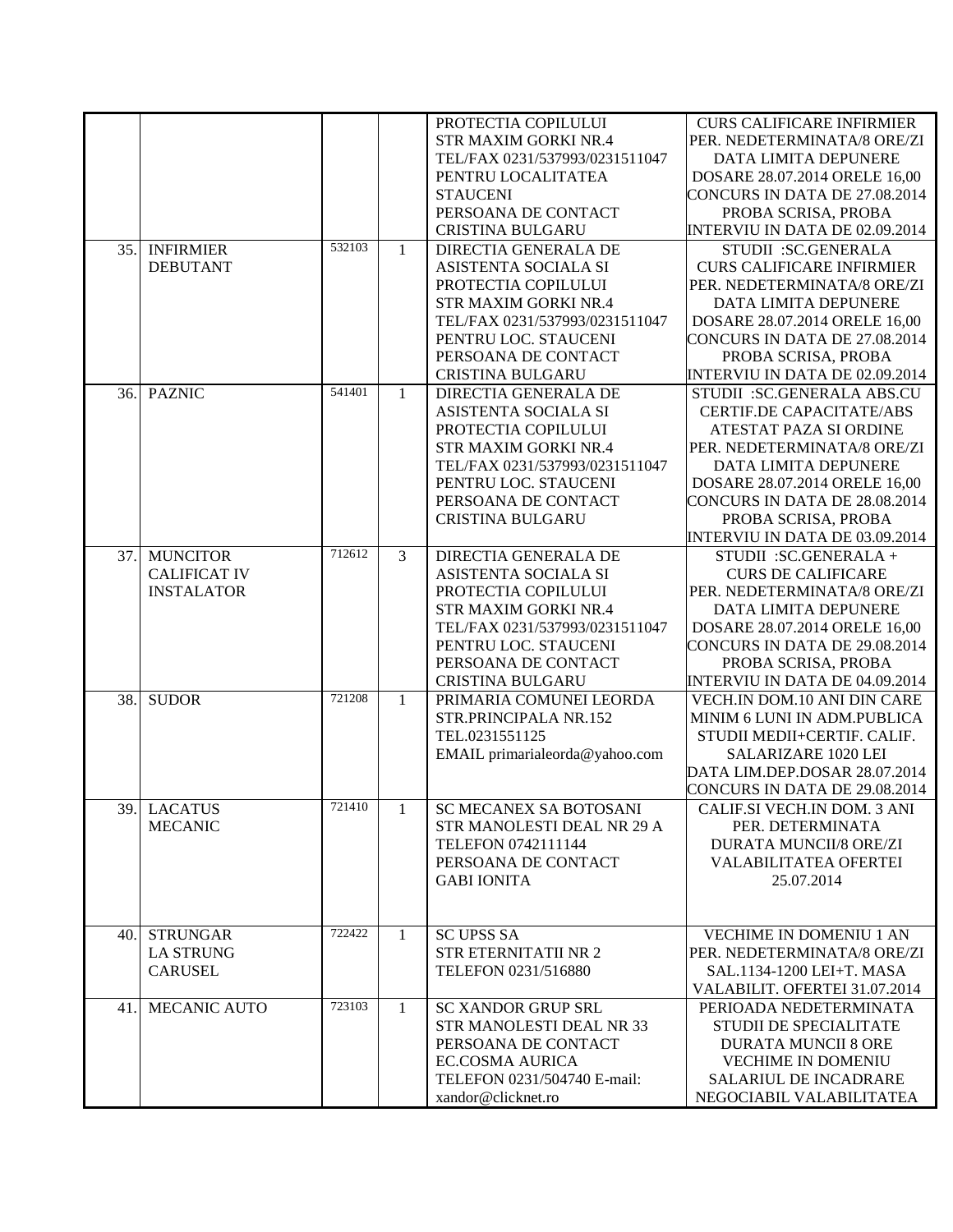| | | | | | |
|---|---|---|---|---|---|
| | | | | PROTECTIA COPILULUI<br>STR MAXIM GORKI NR.4<br>TEL/FAX 0231/537993/0231511047<br>PENTRU LOCALITATEA<br>STAUCENI<br>PERSOANA DE CONTACT<br>CRISTINA BULGARU | CURS CALIFICARE INFIRMIER<br>PER. NEDETERMINATA/8 ORE/ZI<br>DATA LIMITA DEPUNERE<br>DOSARE 28.07.2014 ORELE 16,00<br>CONCURS IN DATA DE 27.08.2014<br>PROBA SCRISA, PROBA<br>INTERVIU IN DATA DE 02.09.2014 |
| 35. | INFIRMIER<br>DEBUTANT | 532103 | 1 | DIRECTIA GENERALA DE<br>ASISTENTA SOCIALA SI<br>PROTECTIA COPILULUI<br>STR MAXIM GORKI NR.4<br>TEL/FAX 0231/537993/0231511047<br>PENTRU LOC. STAUCENI<br>PERSOANA DE CONTACT<br>CRISTINA BULGARU | STUDII :SC.GENERALA<br>CURS CALIFICARE INFIRMIER<br>PER. NEDETERMINATA/8 ORE/ZI<br>DATA LIMITA DEPUNERE<br>DOSARE 28.07.2014 ORELE 16,00<br>CONCURS IN DATA DE 27.08.2014<br>PROBA SCRISA, PROBA<br>INTERVIU IN DATA DE 02.09.2014 |
| 36. | PAZNIC | 541401 | 1 | DIRECTIA GENERALA DE<br>ASISTENTA SOCIALA SI<br>PROTECTIA COPILULUI<br>STR MAXIM GORKI NR.4<br>TEL/FAX 0231/537993/0231511047<br>PENTRU LOC. STAUCENI<br>PERSOANA DE CONTACT<br>CRISTINA BULGARU | STUDII :SC.GENERALA ABS.CU<br>CERTIF.DE CAPACITATE/ABS<br>ATESTAT PAZA SI ORDINE<br>PER. NEDETERMINATA/8 ORE/ZI<br>DATA LIMITA DEPUNERE<br>DOSARE 28.07.2014 ORELE 16,00<br>CONCURS IN DATA DE 28.08.2014<br>PROBA SCRISA, PROBA<br>INTERVIU IN DATA DE 03.09.2014 |
| 37. | MUNCITOR<br>CALIFICAT IV<br>INSTALATOR | 712612 | 3 | DIRECTIA GENERALA DE<br>ASISTENTA SOCIALA SI<br>PROTECTIA COPILULUI<br>STR MAXIM GORKI NR.4<br>TEL/FAX 0231/537993/0231511047<br>PENTRU LOC. STAUCENI<br>PERSOANA DE CONTACT<br>CRISTINA BULGARU | STUDII :SC.GENERALA +<br>CURS DE CALIFICARE<br>PER. NEDETERMINATA/8 ORE/ZI<br>DATA LIMITA DEPUNERE<br>DOSARE 28.07.2014 ORELE 16,00<br>CONCURS IN DATA DE 29.08.2014<br>PROBA SCRISA, PROBA<br>INTERVIU IN DATA DE 04.09.2014 |
| 38. | SUDOR | 721208 | 1 | PRIMARIA COMUNEI LEORDA<br>STR.PRINCIPALA NR.152<br>TEL.0231551125<br>EMAIL primarialeorda@yahoo.com | VECH.IN DOM.10 ANI DIN CARE<br>MINIM 6 LUNI IN ADM.PUBLICA<br>STUDII MEDII+CERTIF. CALIF.<br>SALARIZARE 1020 LEI<br>DATA LIM.DEP.DOSAR 28.07.2014<br>CONCURS IN DATA DE 29.08.2014 |
| 39. | LACATUS<br>MECANIC | 721410 | 1 | SC MECANEX SA BOTOSANI<br>STR MANOLESTI DEAL NR 29 A<br>TELEFON 0742111144<br>PERSOANA DE CONTACT<br>GABI IONITA | CALIF.SI VECH.IN DOM. 3 ANI<br>PER. DETERMINATA<br>DURATA MUNCII/8 ORE/ZI<br>VALABILITATEA OFERTEI<br>25.07.2014 |
| 40. | STRUNGAR<br>LA STRUNG<br>CARUSEL | 722422 | 1 | SC UPSS SA<br>STR ETERNITATII NR 2<br>TELEFON 0231/516880 | VECHIME IN DOMENIU 1 AN<br>PER. NEDETERMINATA/8 ORE/ZI<br>SAL.1134-1200 LEI+T. MASA<br>VALABILIT. OFERTEI 31.07.2014 |
| 41. | MECANIC AUTO | 723103 | 1 | SC XANDOR GRUP SRL<br>STR MANOLESTI DEAL NR 33<br>PERSOANA DE CONTACT<br>EC.COSMA AURICA<br>TELEFON 0231/504740 E-mail:<br>xandor@clicknet.ro | PERIOADA NEDETERMINATA<br>STUDII DE SPECIALITATE<br>DURATA MUNCII 8 ORE<br>VECHIME IN DOMENIU<br>SALARIUL DE INCADRARE<br>NEGOCIABIL VALABILITATEA |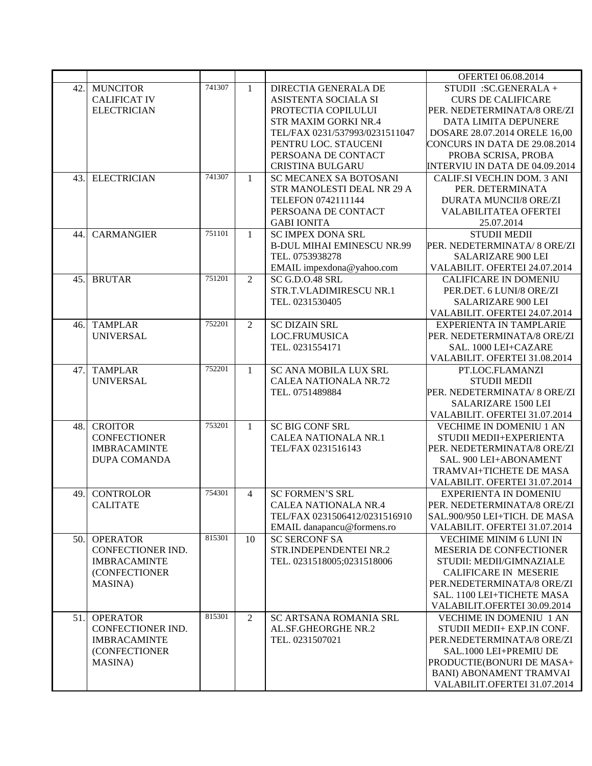| | | | | | |
|---|---|---|---|---|---|
| | | | | | OFERTEI 06.08.2014 |
| 42. | MUNCITOR CALIFICAT IV ELECTRICIAN | 741307 | 1 | DIRECTIA GENERALA DE ASISTENTA SOCIALA SI PROTECTIA COPILULUI STR MAXIM GORKI NR.4 TEL/FAX 0231/537993/0231511047 PENTRU LOC. STAUCENI PERSOANA DE CONTACT CRISTINA BULGARU | STUDII :SC.GENERALA + CURS DE CALIFICARE PER. NEDETERMINATA/8 ORE/ZI DATA LIMITA DEPUNERE DOSARE 28.07.2014 ORELE 16,00 CONCURS IN DATA DE 29.08.2014 PROBA SCRISA, PROBA INTERVIU IN DATA DE 04.09.2014 |
| 43. | ELECTRICIAN | 741307 | 1 | SC MECANEX SA BOTOSANI STR MANOLESTI DEAL NR 29 A TELEFON 0742111144 PERSOANA DE CONTACT GABI IONITA | CALIF.SI VECH.IN DOM. 3 ANI PER. DETERMINATA DURATA MUNCII/8 ORE/ZI VALABILITATEA OFERTEI 25.07.2014 |
| 44. | CARMANGIER | 751101 | 1 | SC IMPEX DONA SRL B-DUL MIHAI EMINESCU NR.99 TEL. 0753938278 EMAIL impexdona@yahoo.com | STUDII MEDII PER. NEDETERMINATA/ 8 ORE/ZI SALARIZARE 900 LEI VALABILIT. OFERTEI 24.07.2014 |
| 45. | BRUTAR | 751201 | 2 | SC G.D.O.48 SRL STR.T.VLADIMIRESCU NR.1 TEL. 0231530405 | CALIFICARE IN DOMENIU PER.DET. 6 LUNI/8 ORE/ZI SALARIZARE 900 LEI VALABILIT. OFERTEI 24.07.2014 |
| 46. | TAMPLAR UNIVERSAL | 752201 | 2 | SC DIZAIN SRL LOC.FRUMUSICA TEL. 0231554171 | EXPERIENTA IN TAMPLARIE PER. NEDETERMINATA/8 ORE/ZI SAL. 1000 LEI+CAZARE VALABILIT. OFERTEI 31.08.2014 |
| 47. | TAMPLAR UNIVERSAL | 752201 | 1 | SC ANA MOBILA LUX SRL CALEA NATIONALA NR.72 TEL. 0751489884 | PT.LOC.FLAMANZI STUDII MEDII PER. NEDETERMINATA/ 8 ORE/ZI SALARIZARE 1500 LEI VALABILIT. OFERTEI 31.07.2014 |
| 48. | CROITOR CONFECTIONER IMBRACAMINTE DUPA COMANDA | 753201 | 1 | SC BIG CONF SRL CALEA NATIONALA NR.1 TEL/FAX 0231516143 | VECHIME IN DOMENIU 1 AN STUDII MEDII+EXPERIENTA PER. NEDETERMINATA/8 ORE/ZI SAL. 900 LEI+ABONAMENT TRAMVAI+TICHETE DE MASA VALABILIT. OFERTEI 31.07.2014 |
| 49. | CONTROLOR CALITATE | 754301 | 4 | SC FORMEN'S SRL CALEA NATIONALA NR.4 TEL/FAX 0231506412/0231516910 EMAIL danapancu@formens.ro | EXPERIENTA IN DOMENIU PER. NEDETERMINATA/8 ORE/ZI SAL.900/950 LEI+TICH. DE MASA VALABILIT. OFERTEI 31.07.2014 |
| 50. | OPERATOR CONFECTIONER IND. IMBRACAMINTE (CONFECTIONER MASINA) | 815301 | 10 | SC SERCONF SA STR.INDEPENDENTEI NR.2 TEL. 0231518005;0231518006 | VECHIME MINIM 6 LUNI IN MESERIA DE CONFECTIONER STUDII: MEDII/GIMNAZIALE CALIFICARE IN MESERIE PER.NEDETERMINATA/8 ORE/ZI SAL. 1100 LEI+TICHETE MASA VALABILIT.OFERTEI 30.09.2014 |
| 51. | OPERATOR CONFECTIONER IND. IMBRACAMINTE (CONFECTIONER MASINA) | 815301 | 2 | SC ARTSANA ROMANIA SRL AL.SF.GHEORGHE NR.2 TEL. 0231507021 | VECHIME IN DOMENIU 1 AN STUDII MEDII+ EXP.IN CONF. PER.NEDETERMINATA/8 ORE/ZI SAL.1000 LEI+PREMIU DE PRODUCTIE(BONURI DE MASA+ BANI) ABONAMENT TRAMVAI VALABILIT.OFERTEI 31.07.2014 |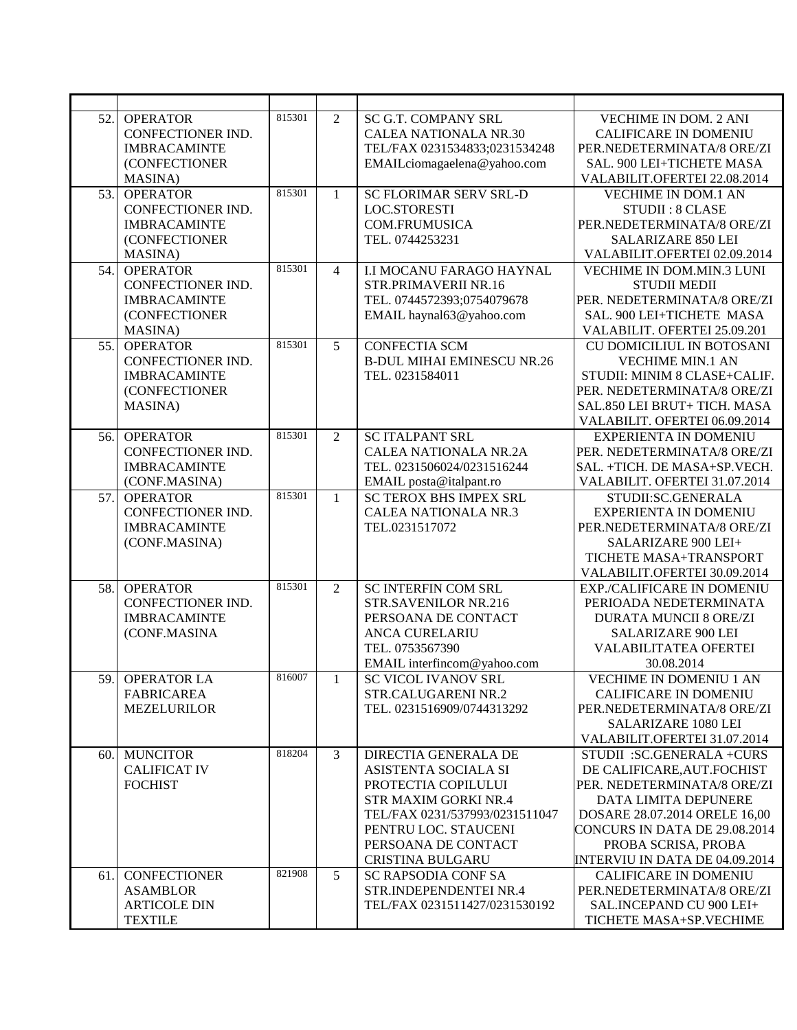| | | | | | |
|---|---|---|---|---|---|
| 52. | OPERATOR CONFECTIONER IND. IMBRACAMINTE (CONFECTIONER MASINA) | 815301 | 2 | SC G.T. COMPANY SRL<br>CALEA NATIONALA NR.30<br>TEL/FAX 0231534833;0231534248<br>EMAILciomagaelena@yahoo.com | VECHIME IN DOM. 2 ANI<br>CALIFICARE IN DOMENIU<br>PER.NEDETERMINATA/8 ORE/ZI<br>SAL. 900 LEI+TICHETE MASA<br>VALABILIT.OFERTEI 22.08.2014 |
| 53. | OPERATOR CONFECTIONER IND. IMBRACAMINTE (CONFECTIONER MASINA) | 815301 | 1 | SC FLORIMAR SERV SRL-D<br>LOC.STORESTI<br>COM.FRUMUSICA<br>TEL. 0744253231 | VECHIME IN DOM.1 AN<br>STUDII : 8 CLASE<br>PER.NEDETERMINATA/8 ORE/ZI<br>SALARIZARE 850 LEI<br>VALABILIT.OFERTEI 02.09.2014 |
| 54. | OPERATOR CONFECTIONER IND. IMBRACAMINTE (CONFECTIONER MASINA) | 815301 | 4 | I.I MOCANU FARAGO HAYNAL<br>STR.PRIMAVERII NR.16<br>TEL. 0744572393;0754079678<br>EMAIL haynal63@yahoo.com | VECHIME IN DOM.MIN.3 LUNI<br>STUDII MEDII<br>PER. NEDETERMINATA/8 ORE/ZI<br>SAL. 900 LEI+TICHETE MASA<br>VALABILIT. OFERTEI 25.09.201 |
| 55. | OPERATOR CONFECTIONER IND. IMBRACAMINTE (CONFECTIONER MASINA) | 815301 | 5 | CONFECTIA SCM<br>B-DUL MIHAI EMINESCU NR.26<br>TEL. 0231584011 | CU DOMICILIUL IN BOTOSANI<br>VECHIME MIN.1 AN<br>STUDII: MINIM 8 CLASE+CALIF.<br>PER. NEDETERMINATA/8 ORE/ZI<br>SAL.850 LEI BRUT+ TICH. MASA<br>VALABILIT. OFERTEI 06.09.2014 |
| 56. | OPERATOR CONFECTIONER IND. IMBRACAMINTE (CONF.MASINA) | 815301 | 2 | SC ITALPANT SRL<br>CALEA NATIONALA NR.2A<br>TEL. 0231506024/0231516244<br>EMAIL posta@italpant.ro | EXPERIENTA IN DOMENIU<br>PER. NEDETERMINATA/8 ORE/ZI<br>SAL. +TICH. DE MASA+SP.VECH.<br>VALABILIT. OFERTEI 31.07.2014 |
| 57. | OPERATOR CONFECTIONER IND. IMBRACAMINTE (CONF.MASINA) | 815301 | 1 | SC TEROX BHS IMPEX SRL<br>CALEA NATIONALA NR.3<br>TEL.0231517072 | STUDII:SC.GENERALA<br>EXPERIENTA IN DOMENIU<br>PER.NEDETERMINATA/8 ORE/ZI<br>SALARIZARE 900 LEI+<br>TICHETE MASA+TRANSPORT<br>VALABILIT.OFERTEI 30.09.2014 |
| 58. | OPERATOR CONFECTIONER IND. IMBRACAMINTE (CONF.MASINA | 815301 | 2 | SC INTERFIN COM SRL<br>STR.SAVENILOR NR.216<br>PERSOANA DE CONTACT<br>ANCA CURELARIU<br>TEL. 0753567390<br>EMAIL interfincom@yahoo.com | EXP./CALIFICARE IN DOMENIU<br>PERIOADA NEDETERMINATA<br>DURATA MUNCII 8 ORE/ZI<br>SALARIZARE 900 LEI<br>VALABILITATEA OFERTEI<br>30.08.2014 |
| 59. | OPERATOR LA FABRICAREA MEZELURILOR | 816007 | 1 | SC VICOL IVANOV SRL<br>STR.CALUGARENI NR.2<br>TEL. 0231516909/0744313292 | VECHIME IN DOMENIU 1 AN<br>CALIFICARE IN DOMENIU<br>PER.NEDETERMINATA/8 ORE/ZI<br>SALARIZARE 1080 LEI<br>VALABILIT.OFERTEI 31.07.2014 |
| 60. | MUNCITOR CALIFICAT IV FOCHIST | 818204 | 3 | DIRECTIA GENERALA DE ASISTENTA SOCIALA SI PROTECTIA COPILULUI<br>STR MAXIM GORKI NR.4<br>TEL/FAX 0231/537993/0231511047<br>PENTRU LOC. STAUCENI<br>PERSOANA DE CONTACT<br>CRISTINA BULGARU | STUDII :SC.GENERALA +CURS DE CALIFICARE,AUT.FOCHIST<br>PER. NEDETERMINATA/8 ORE/ZI<br>DATA LIMITA DEPUNERE DOSARE 28.07.2014 ORELE 16,00<br>CONCURS IN DATA DE 29.08.2014<br>PROBA SCRISA, PROBA INTERVIU IN DATA DE 04.09.2014 |
| 61. | CONFECTIONER ASAMBLOR ARTICOLE DIN TEXTILE | 821908 | 5 | SC RAPSODIA CONF SA<br>STR.INDEPENDENTEI NR.4<br>TEL/FAX 0231511427/0231530192 | CALIFICARE IN DOMENIU<br>PER.NEDETERMINATA/8 ORE/ZI<br>SAL.INCEPAND CU 900 LEI+<br>TICHETE MASA+SP.VECHIME |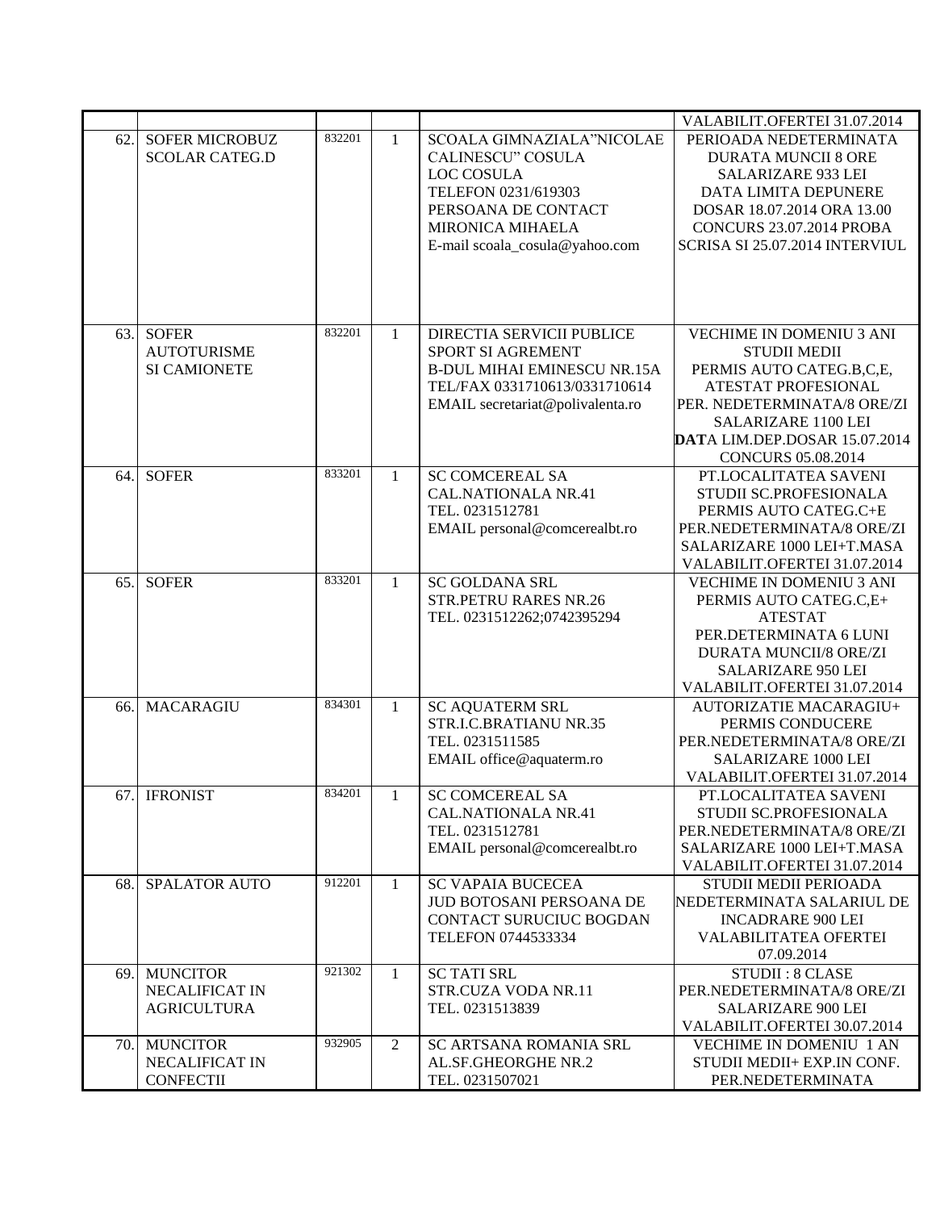| | | | | | |
|---|---|---|---|---|---|
| | | | | | VALABILIT.OFERTEI 31.07.2014 |
| 62. | SOFER MICROBUZ SCOLAR CATEG.D | 832201 | 1 | SCOALA GIMNAZIALA"NICOLAE CALINESCU" COSULA LOC COSULA TELEFON 0231/619303 PERSOANA DE CONTACT MIRONICA MIHAELA E-mail scoala_cosula@yahoo.com | PERIOADA NEDETERMINATA DURATA MUNCII 8 ORE SALARIZARE 933 LEI DATA LIMITA DEPUNERE DOSAR 18.07.2014 ORA 13.00 CONCURS 23.07.2014 PROBA SCRISA SI 25.07.2014 INTERVIUL |
| 63. | SOFER AUTOTURISME SI CAMIONETE | 832201 | 1 | DIRECTIA SERVICII PUBLICE SPORT SI AGREMENT B-DUL MIHAI EMINESCU NR.15A TEL/FAX 0331710613/0331710614 EMAIL secretariat@polivalenta.ro | VECHIME IN DOMENIU 3 ANI STUDII MEDII PERMIS AUTO CATEG.B,C,E, ATESTAT PROFESIONAL PER. NEDETERMINATA/8 ORE/ZI SALARIZARE 1100 LEI **DAT**A LIM.DEP.DOSAR 15.07.2014 CONCURS 05.08.2014 |
| 64. | SOFER | 833201 | 1 | SC COMCEREAL SA CAL.NATIONALA NR.41 TEL. 0231512781 EMAIL personal@comcerealbt.ro | PT.LOCALITATEA SAVENI STUDII SC.PROFESIONALA PERMIS AUTO CATEG.C+E PER.NEDETERMINATA/8 ORE/ZI SALARIZARE 1000 LEI+T.MASA VALABILIT.OFERTEI 31.07.2014 |
| 65. | SOFER | 833201 | 1 | SC GOLDANA SRL STR.PETRU RARES NR.26 TEL. 0231512262;0742395294 | VECHIME IN DOMENIU 3 ANI PERMIS AUTO CATEG.C,E+ ATESTAT PER.DETERMINATA 6 LUNI DURATA MUNCII/8 ORE/ZI SALARIZARE 950 LEI VALABILIT.OFERTEI 31.07.2014 |
| 66. | MACARAGIU | 834301 | 1 | SC AQUATERM SRL STR.I.C.BRATIANU NR.35 TEL. 0231511585 EMAIL office@aquaterm.ro | AUTORIZATIE MACARAGIU+ PERMIS CONDUCERE PER.NEDETERMINATA/8 ORE/ZI SALARIZARE 1000 LEI VALABILIT.OFERTEI 31.07.2014 |
| 67. | IFRONIST | 834201 | 1 | SC COMCEREAL SA CAL.NATIONALA NR.41 TEL. 0231512781 EMAIL personal@comcerealbt.ro | PT.LOCALITATEA SAVENI STUDII SC.PROFESIONALA PER.NEDETERMINATA/8 ORE/ZI SALARIZARE 1000 LEI+T.MASA VALABILIT.OFERTEI 31.07.2014 |
| 68. | SPALATOR AUTO | 912201 | 1 | SC VAPAIA BUCECEA JUD BOTOSANI PERSOANA DE CONTACT SURUCIUC BOGDAN TELEFON 0744533334 | STUDII MEDII PERIOADA NEDETERMINATA SALARIUL DE INCADRARE 900 LEI VALABILITATEA OFERTEI 07.09.2014 |
| 69. | MUNCITOR NECALIFICAT IN AGRICULTURA | 921302 | 1 | SC TATI SRL STR.CUZA VODA NR.11 TEL. 0231513839 | STUDII : 8 CLASE PER.NEDETERMINATA/8 ORE/ZI SALARIZARE 900 LEI VALABILIT.OFERTEI 30.07.2014 |
| 70. | MUNCITOR NECALIFICAT IN CONFECTII | 932905 | 2 | SC ARTSANA ROMANIA SRL AL.SF.GHEORGHE NR.2 TEL. 0231507021 | VECHIME IN DOMENIU 1 AN STUDII MEDII+ EXP.IN CONF. PER.NEDETERMINATA |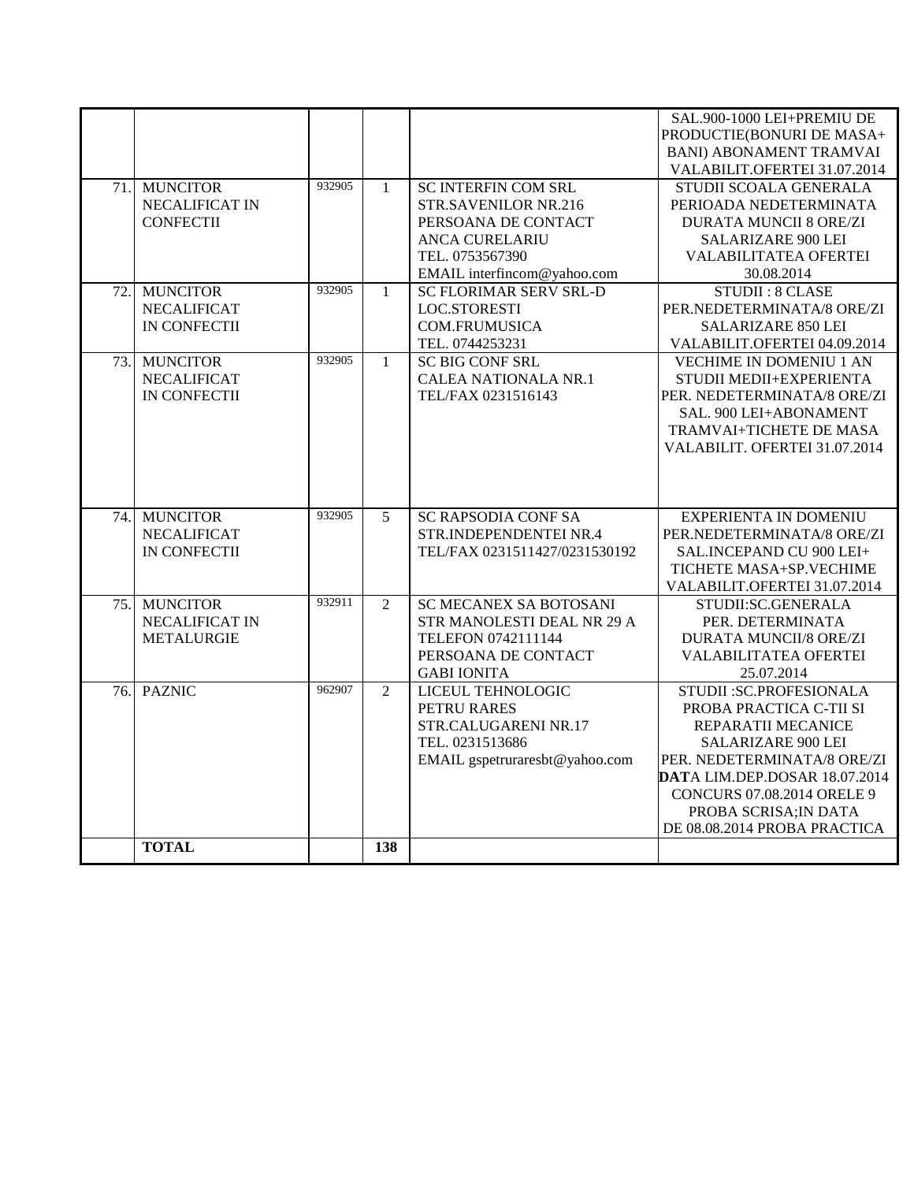| | | | | | |
|---|---|---|---|---|---|
| | | | | | SAL.900-1000 LEI+PREMIU DE PRODUCTIE(BONURI DE MASA+ BANI) ABONAMENT TRAMVAI VALABILIT.OFERTEI 31.07.2014 |
| 71. | MUNCITOR NECALIFICAT IN CONFECTII | 932905 | 1 | SC INTERFIN COM SRL STR.SAVENILOR NR.216 PERSOANA DE CONTACT ANCA CURELARIU TEL. 0753567390 EMAIL interfincom@yahoo.com | STUDII SCOALA GENERALA PERIOADA NEDETERMINATA DURATA MUNCII 8 ORE/ZI SALARIZARE 900 LEI VALABILITATEA OFERTEI 30.08.2014 |
| 72. | MUNCITOR NECALIFICAT IN CONFECTII | 932905 | 1 | SC FLORIMAR SERV SRL-D LOC.STORESTI COM.FRUMUSICA TEL. 0744253231 | STUDII : 8 CLASE PER.NEDETERMINATA/8 ORE/ZI SALARIZARE 850 LEI VALABILIT.OFERTEI 04.09.2014 |
| 73. | MUNCITOR NECALIFICAT IN CONFECTII | 932905 | 1 | SC BIG CONF SRL CALEA NATIONALA NR.1 TEL/FAX 0231516143 | VECHIME IN DOMENIU 1 AN STUDII MEDII+EXPERIENTA PER. NEDETERMINATA/8 ORE/ZI SAL. 900 LEI+ABONAMENT TRAMVAI+TICHETE DE MASA VALABILIT. OFERTEI 31.07.2014 |
| 74. | MUNCITOR NECALIFICAT IN CONFECTII | 932905 | 5 | SC RAPSODIA CONF SA STR.INDEPENDENTEI NR.4 TEL/FAX 0231511427/0231530192 | EXPERIENTA IN DOMENIU PER.NEDETERMINATA/8 ORE/ZI SAL.INCEPAND CU 900 LEI+ TICHETE MASA+SP.VECHIME VALABILIT.OFERTEI 31.07.2014 |
| 75. | MUNCITOR NECALIFICAT IN METALURGIE | 932911 | 2 | SC MECANEX SA BOTOSANI STR MANOLESTI DEAL NR 29 A TELEFON 0742111144 PERSOANA DE CONTACT GABI IONITA | STUDII:SC.GENERALA PER. DETERMINATA DURATA MUNCII/8 ORE/ZI VALABILITATEA OFERTEI 25.07.2014 |
| 76. | PAZNIC | 962907 | 2 | LICEUL TEHNOLOGIC PETRU RARES STR.CALUGARENI NR.17 TEL. 0231513686 EMAIL gspetruraresbt@yahoo.com | STUDII :SC.PROFESIONALA PROBA PRACTICA C-TII SI REPARATII MECANICE SALARIZARE 900 LEI PER. NEDETERMINATA/8 ORE/ZI **DAT**A LIM.DEP.DOSAR 18.07.2014 CONCURS 07.08.2014 ORELE 9 PROBA SCRISA;IN DATA DE 08.08.2014 PROBA PRACTICA |
| | **TOTAL** | | **138** | | |